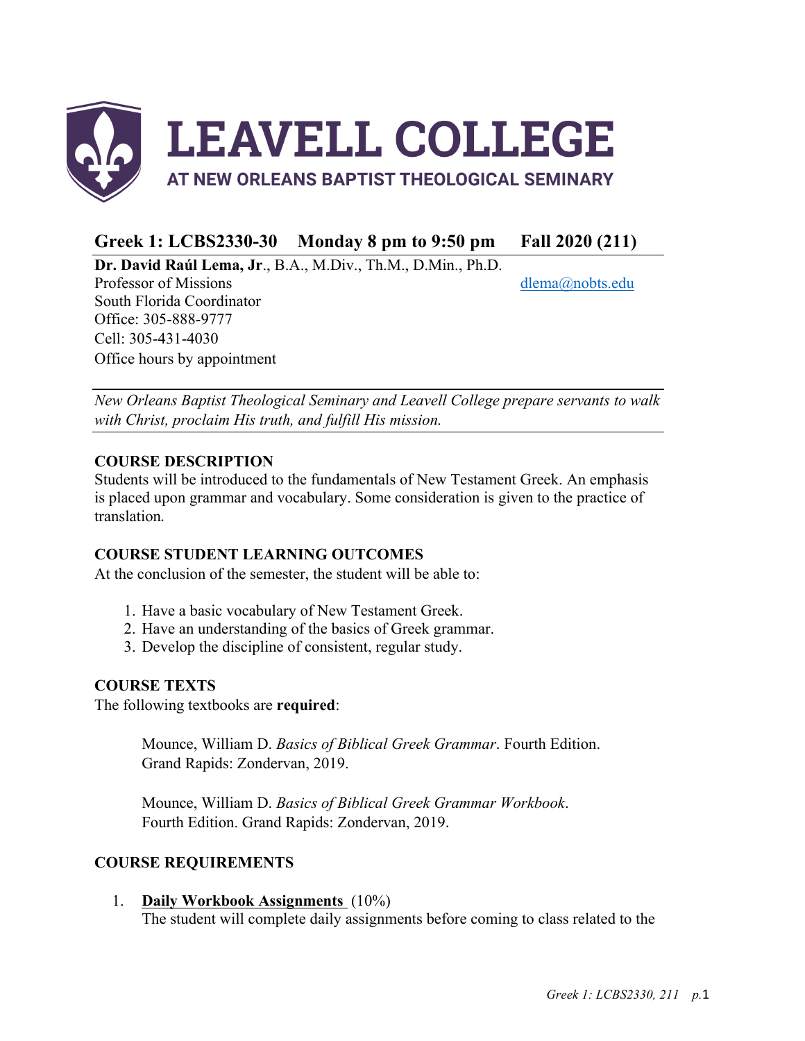# LEAVELL COLLEGE

AT NEW ORLEANS BAPTIST THEOLOGICAL SEMINARY

## Greek 1: LCBS2330-30 Monday 8 pm to 9:50 pm Fall 2020 (211)

**Dr. David Raúl Lema, Jr**., B.A., M.Div., Th.M., D.Min., Ph.D.
Professor of Missions
South Florida Coordinator
Office: 305-888-9777
Cell: 305-431-4030
Office hours by appointment

dlema@nobts.edu

*New Orleans Baptist Theological Seminary and Leavell College prepare servants to walk with Christ, proclaim His truth, and fulfill His mission.*

### COURSE DESCRIPTION

Students will be introduced to the fundamentals of New Testament Greek. An emphasis is placed upon grammar and vocabulary. Some consideration is given to the practice of translation.

### COURSE STUDENT LEARNING OUTCOMES

At the conclusion of the semester, the student will be able to:

1. Have a basic vocabulary of New Testament Greek.
2. Have an understanding of the basics of Greek grammar.
3. Develop the discipline of consistent, regular study.

### COURSE TEXTS

The following textbooks are **required**:

Mounce, William D. *Basics of Biblical Greek Grammar*. Fourth Edition. Grand Rapids: Zondervan, 2019.

Mounce, William D. *Basics of Biblical Greek Grammar Workbook*. Fourth Edition. Grand Rapids: Zondervan, 2019.

### COURSE REQUIREMENTS

1. **Daily Workbook Assignments** (10%)
The student will complete daily assignments before coming to class related to the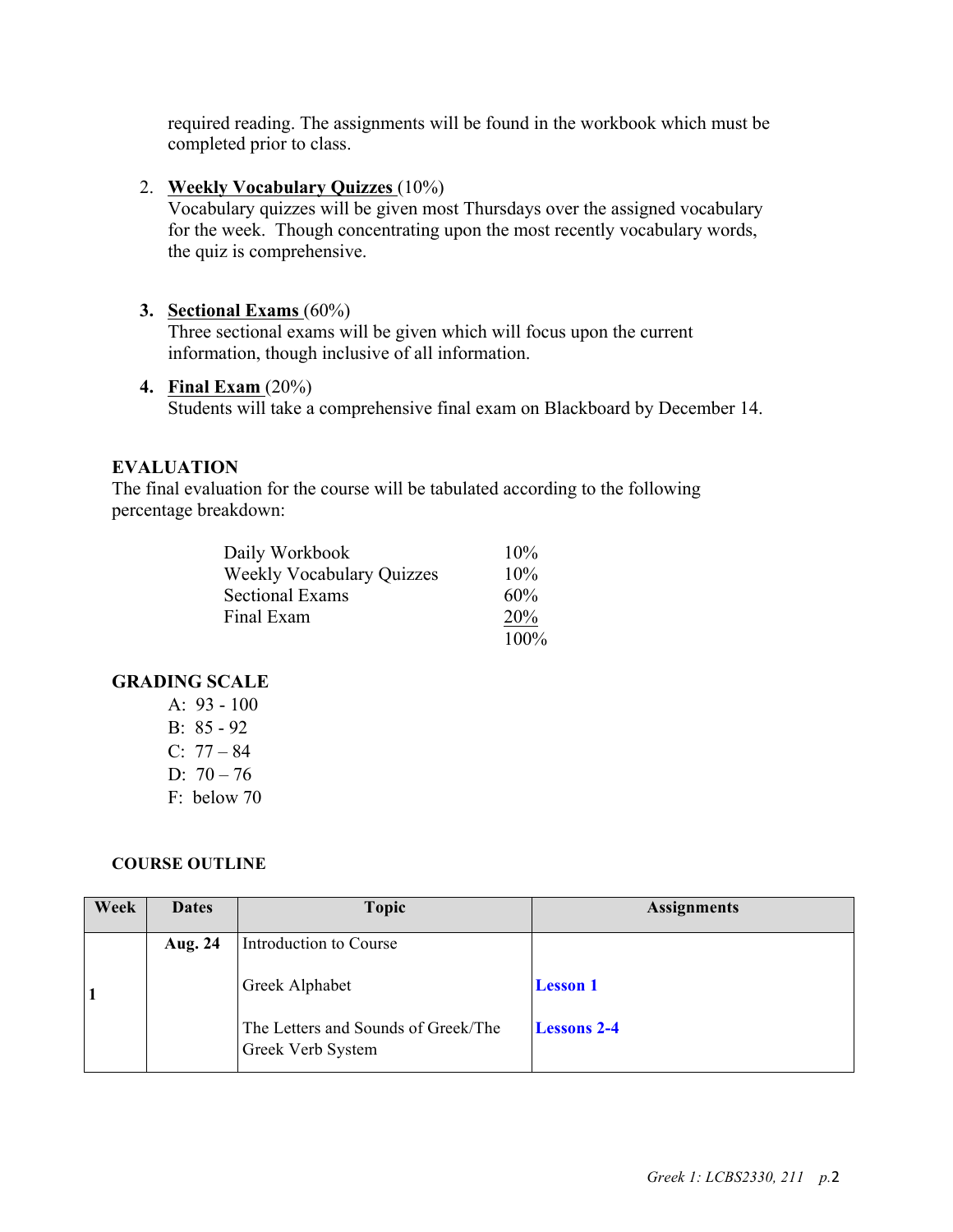required reading. The assignments will be found in the workbook which must be completed prior to class.

2. **Weekly Vocabulary Quizzes** (10%)
   Vocabulary quizzes will be given most Thursdays over the assigned vocabulary for the week. Though concentrating upon the most recently vocabulary words, the quiz is comprehensive.

3. **Sectional Exams** (60%)
   Three sectional exams will be given which will focus upon the current information, though inclusive of all information.

4. **Final Exam** (20%)
   Students will take a comprehensive final exam on Blackboard by December 14.

### EVALUATION

The final evaluation for the course will be tabulated according to the following percentage breakdown:

| | |
|---|---|
| Daily Workbook | 10% |
| Weekly Vocabulary Quizzes | 10% |
| Sectional Exams | 60% |
| Final Exam | 20% |
| | 100% |

### GRADING SCALE

A: 93 - 100
B: 85 - 92
C: 77 – 84
D: 70 – 76
F: below 70

### COURSE OUTLINE

| Week | Dates | Topic | Assignments |
|---|---|---|---|
| | **Aug. 24** | Introduction to Course | |
| **1** | | Greek Alphabet | **Lesson 1** |
| | | The Letters and Sounds of Greek/The Greek Verb System | **Lessons 2-4** |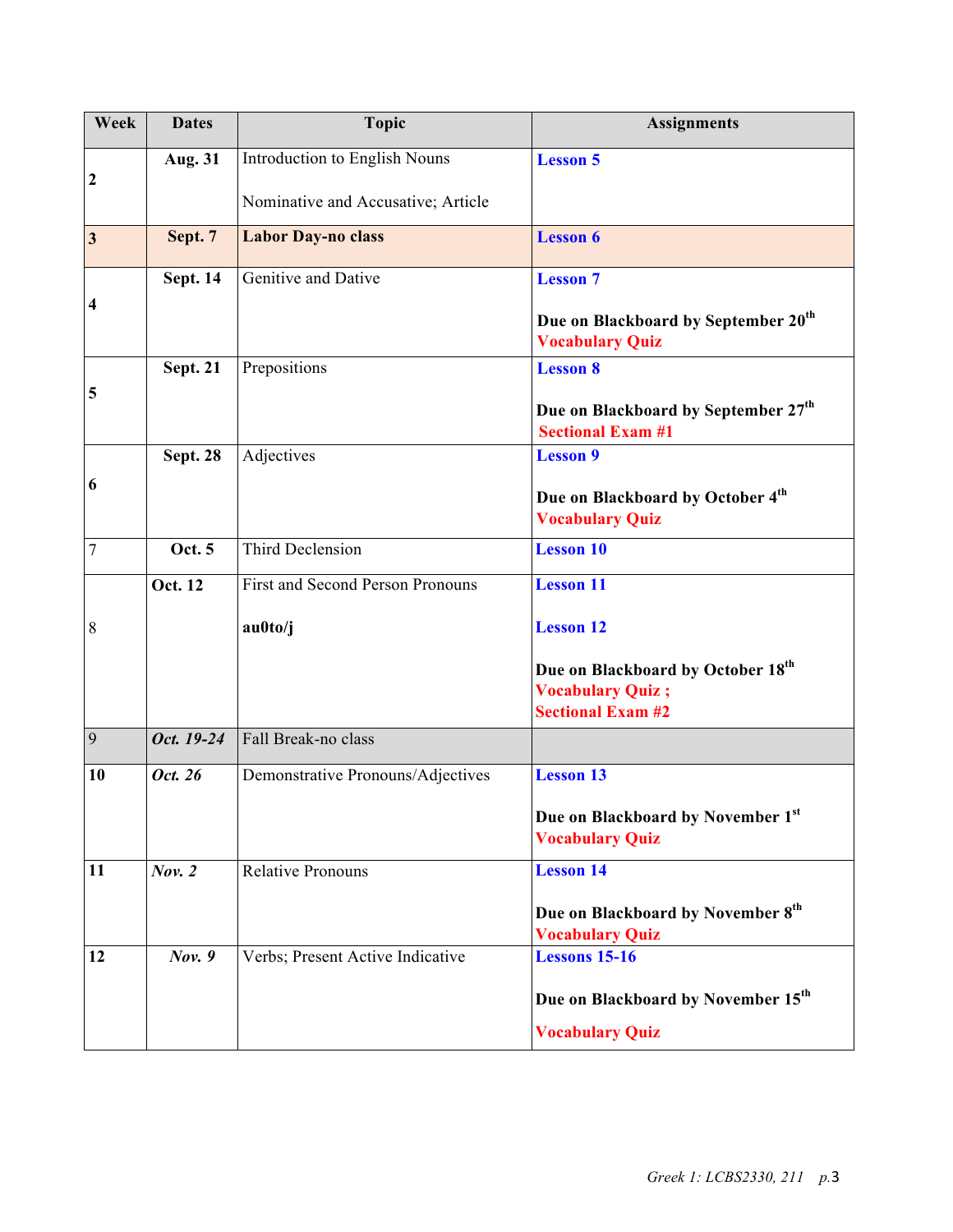| Week | Dates | Topic | Assignments |
|---|---|---|---|
| **2** | **Aug. 31** | Introduction to English Nouns<br><br>Nominative and Accusative; Article | **Lesson 5** |
| **3** | **Sept. 7** | **Labor Day-no class** | **Lesson 6** |
| **4** | **Sept. 14** | Genitive and Dative | **Lesson 7**<br><br>**Due on Blackboard by September 20th**<br>**Vocabulary Quiz** |
| **5** | **Sept. 21** | Prepositions | **Lesson 8**<br><br>**Due on Blackboard by September 27th**<br>**Sectional Exam #1** |
| **6** | **Sept. 28** | Adjectives | **Lesson 9**<br><br>**Due on Blackboard by October 4th**<br>**Vocabulary Quiz** |
| 7 | **Oct. 5** | Third Declension | **Lesson 10** |
| 8 | **Oct. 12** | First and Second Person Pronouns<br><br>**au0to/j** | **Lesson 11**<br><br>**Lesson 12**<br><br>**Due on Blackboard by October 18th**<br>**Vocabulary Quiz ;**<br>**Sectional Exam #2** |
| 9 | ***Oct. 19-24*** | Fall Break-no class | |
| **10** | ***Oct. 26*** | Demonstrative Pronouns/Adjectives | **Lesson 13**<br><br>**Due on Blackboard by November 1st**<br>**Vocabulary Quiz** |
| **11** | ***Nov. 2*** | Relative Pronouns | **Lesson 14**<br><br>**Due on Blackboard by November 8th**<br>**Vocabulary Quiz** |
| **12** | ***Nov. 9*** | Verbs; Present Active Indicative | **Lessons 15-16**<br><br>**Due on Blackboard by November 15th**<br><br>**Vocabulary Quiz** |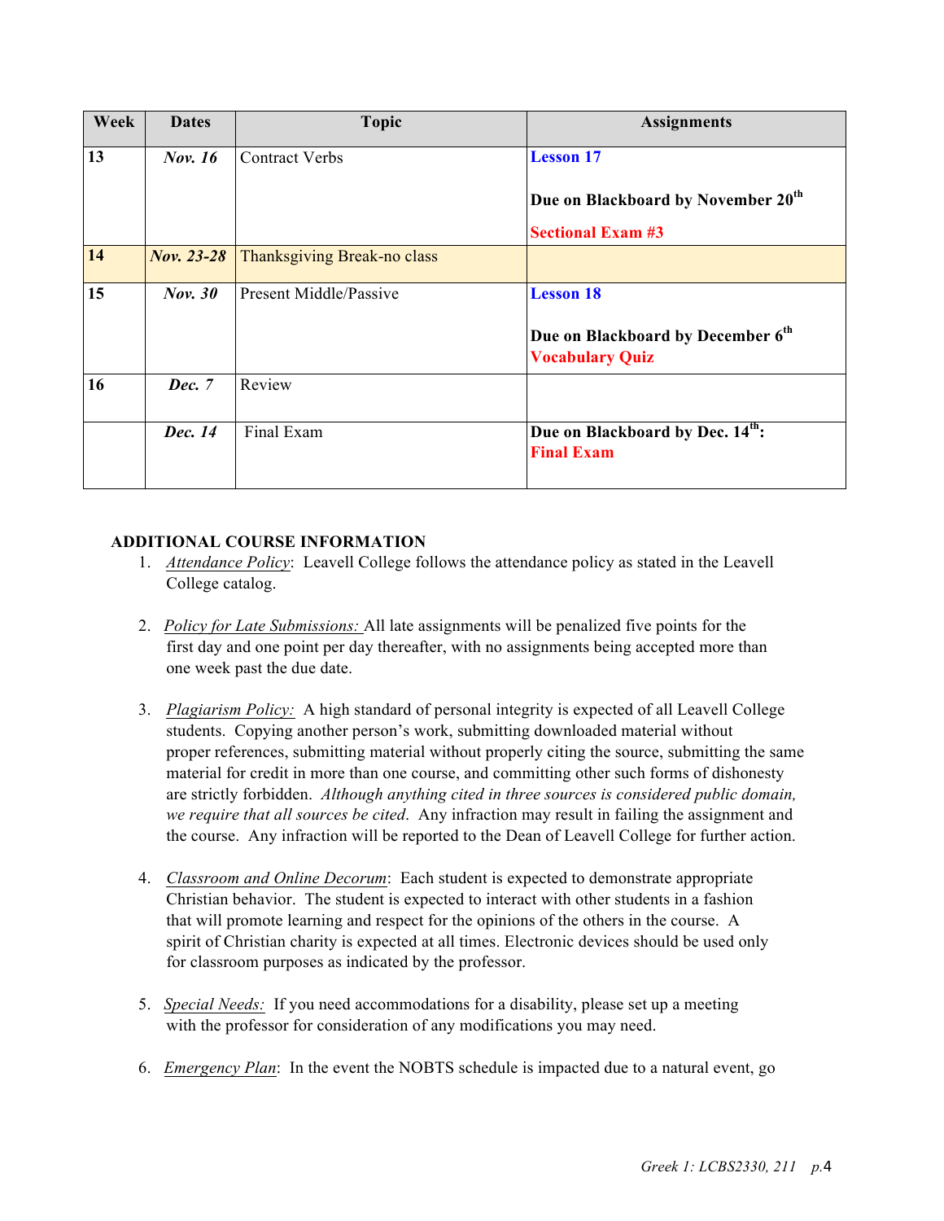| Week | Dates | Topic | Assignments |
|---|---|---|---|
| 13 | *Nov. 16* | Contract Verbs | **Lesson 17**<br><br>**Due on Blackboard by November 20th**<br><br>**Sectional Exam #3** |
| 14 | *Nov. 23-28* | Thanksgiving Break-no class | |
| 15 | *Nov. 30* | Present Middle/Passive | **Lesson 18**<br><br>**Due on Blackboard by December 6th**<br>**Vocabulary Quiz** |
| 16 | *Dec. 7* | Review | |
| | *Dec. 14* | Final Exam | **Due on Blackboard by Dec. 14th:**<br>**Final Exam** |

**ADDITIONAL COURSE INFORMATION**

1. *Attendance Policy*: Leavell College follows the attendance policy as stated in the Leavell College catalog.

2. *Policy for Late Submissions:* All late assignments will be penalized five points for the first day and one point per day thereafter, with no assignments being accepted more than one week past the due date.

3. *Plagiarism Policy:* A high standard of personal integrity is expected of all Leavell College students. Copying another person's work, submitting downloaded material without proper references, submitting material without properly citing the source, submitting the same material for credit in more than one course, and committing other such forms of dishonesty are strictly forbidden. *Although anything cited in three sources is considered public domain, we require that all sources be cited.* Any infraction may result in failing the assignment and the course. Any infraction will be reported to the Dean of Leavell College for further action.

4. *Classroom and Online Decorum*: Each student is expected to demonstrate appropriate Christian behavior. The student is expected to interact with other students in a fashion that will promote learning and respect for the opinions of the others in the course. A spirit of Christian charity is expected at all times. Electronic devices should be used only for classroom purposes as indicated by the professor.

5. *Special Needs:* If you need accommodations for a disability, please set up a meeting with the professor for consideration of any modifications you may need.

6. *Emergency Plan*: In the event the NOBTS schedule is impacted due to a natural event, go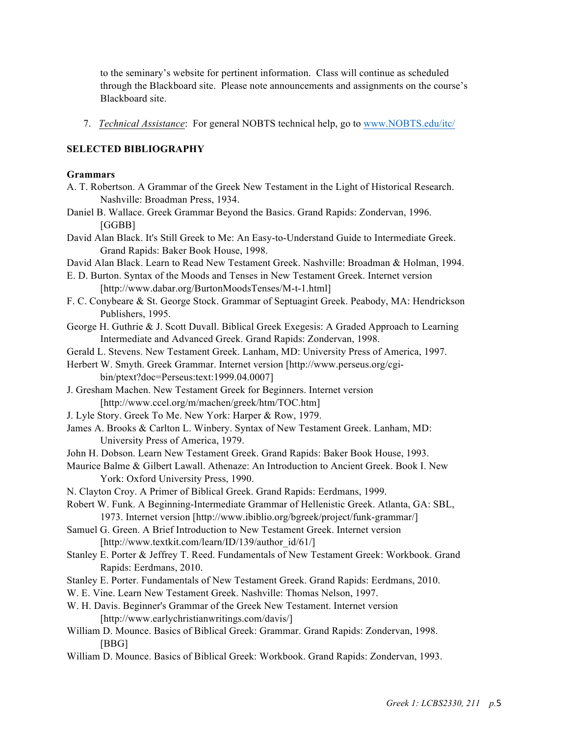to the seminary's website for pertinent information. Class will continue as scheduled through the Blackboard site. Please note announcements and assignments on the course's Blackboard site.

7. *Technical Assistance*: For general NOBTS technical help, go to www.NOBTS.edu/itc/

**SELECTED BIBLIOGRAPHY**

**Grammars**

A. T. Robertson. A Grammar of the Greek New Testament in the Light of Historical Research. Nashville: Broadman Press, 1934.

Daniel B. Wallace. Greek Grammar Beyond the Basics. Grand Rapids: Zondervan, 1996. [GGBB]

David Alan Black. It's Still Greek to Me: An Easy-to-Understand Guide to Intermediate Greek. Grand Rapids: Baker Book House, 1998.

David Alan Black. Learn to Read New Testament Greek. Nashville: Broadman & Holman, 1994.

E. D. Burton. Syntax of the Moods and Tenses in New Testament Greek. Internet version [http://www.dabar.org/BurtonMoodsTenses/M-t-1.html]

F. C. Conybeare & St. George Stock. Grammar of Septuagint Greek. Peabody, MA: Hendrickson Publishers, 1995.

George H. Guthrie & J. Scott Duvall. Biblical Greek Exegesis: A Graded Approach to Learning Intermediate and Advanced Greek. Grand Rapids: Zondervan, 1998.

Gerald L. Stevens. New Testament Greek. Lanham, MD: University Press of America, 1997.

Herbert W. Smyth. Greek Grammar. Internet version [http://www.perseus.org/cgi-bin/ptext?doc=Perseus:text:1999.04.0007]

J. Gresham Machen. New Testament Greek for Beginners. Internet version [http://www.ccel.org/m/machen/greek/htm/TOC.htm]

J. Lyle Story. Greek To Me. New York: Harper & Row, 1979.

James A. Brooks & Carlton L. Winbery. Syntax of New Testament Greek. Lanham, MD: University Press of America, 1979.

John H. Dobson. Learn New Testament Greek. Grand Rapids: Baker Book House, 1993.

Maurice Balme & Gilbert Lawall. Athenaze: An Introduction to Ancient Greek. Book I. New York: Oxford University Press, 1990.

N. Clayton Croy. A Primer of Biblical Greek. Grand Rapids: Eerdmans, 1999.

Robert W. Funk. A Beginning-Intermediate Grammar of Hellenistic Greek. Atlanta, GA: SBL, 1973. Internet version [http://www.ibiblio.org/bgreek/project/funk-grammar/]

Samuel G. Green. A Brief Introduction to New Testament Greek. Internet version [http://www.textkit.com/learn/ID/139/author_id/61/]

Stanley E. Porter & Jeffrey T. Reed. Fundamentals of New Testament Greek: Workbook. Grand Rapids: Eerdmans, 2010.

Stanley E. Porter. Fundamentals of New Testament Greek. Grand Rapids: Eerdmans, 2010.

W. E. Vine. Learn New Testament Greek. Nashville: Thomas Nelson, 1997.

W. H. Davis. Beginner's Grammar of the Greek New Testament. Internet version [http://www.earlychristianwritings.com/davis/]

William D. Mounce. Basics of Biblical Greek: Grammar. Grand Rapids: Zondervan, 1998. [BBG]

William D. Mounce. Basics of Biblical Greek: Workbook. Grand Rapids: Zondervan, 1993.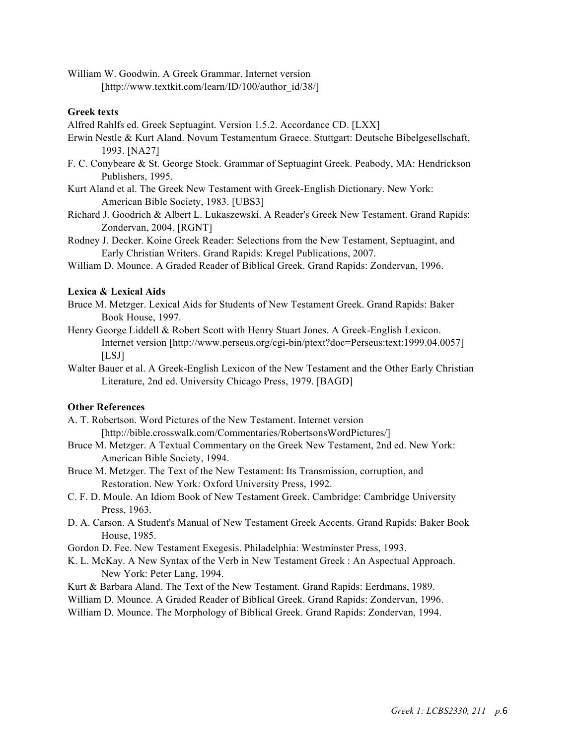William W. Goodwin. A Greek Grammar. Internet version [http://www.textkit.com/learn/ID/100/author_id/38/]

**Greek texts**

Alfred Rahlfs ed. Greek Septuagint. Version 1.5.2. Accordance CD. [LXX]

Erwin Nestle & Kurt Aland. Novum Testamentum Graece. Stuttgart: Deutsche Bibelgesellschaft, 1993. [NA27]

F. C. Conybeare & St. George Stock. Grammar of Septuagint Greek. Peabody, MA: Hendrickson Publishers, 1995.

Kurt Aland et al. The Greek New Testament with Greek-English Dictionary. New York: American Bible Society, 1983. [UBS3]

Richard J. Goodrich & Albert L. Lukaszewski. A Reader's Greek New Testament. Grand Rapids: Zondervan, 2004. [RGNT]

Rodney J. Decker. Koine Greek Reader: Selections from the New Testament, Septuagint, and Early Christian Writers. Grand Rapids: Kregel Publications, 2007.

William D. Mounce. A Graded Reader of Biblical Greek. Grand Rapids: Zondervan, 1996.

**Lexica & Lexical Aids**

Bruce M. Metzger. Lexical Aids for Students of New Testament Greek. Grand Rapids: Baker Book House, 1997.

Henry George Liddell & Robert Scott with Henry Stuart Jones. A Greek-English Lexicon. Internet version [http://www.perseus.org/cgi-bin/ptext?doc=Perseus:text:1999.04.0057] [LSJ]

Walter Bauer et al. A Greek-English Lexicon of the New Testament and the Other Early Christian Literature, 2nd ed. University Chicago Press, 1979. [BAGD]

**Other References**

A. T. Robertson. Word Pictures of the New Testament. Internet version [http://bible.crosswalk.com/Commentaries/RobertsonsWordPictures/]

Bruce M. Metzger. A Textual Commentary on the Greek New Testament, 2nd ed. New York: American Bible Society, 1994.

Bruce M. Metzger. The Text of the New Testament: Its Transmission, corruption, and Restoration. New York: Oxford University Press, 1992.

C. F. D. Moule. An Idiom Book of New Testament Greek. Cambridge: Cambridge University Press, 1963.

D. A. Carson. A Student's Manual of New Testament Greek Accents. Grand Rapids: Baker Book House, 1985.

Gordon D. Fee. New Testament Exegesis. Philadelphia: Westminster Press, 1993.

K. L. McKay. A New Syntax of the Verb in New Testament Greek : An Aspectual Approach. New York: Peter Lang, 1994.

Kurt & Barbara Aland. The Text of the New Testament. Grand Rapids: Eerdmans, 1989.

William D. Mounce. A Graded Reader of Biblical Greek. Grand Rapids: Zondervan, 1996.

William D. Mounce. The Morphology of Biblical Greek. Grand Rapids: Zondervan, 1994.